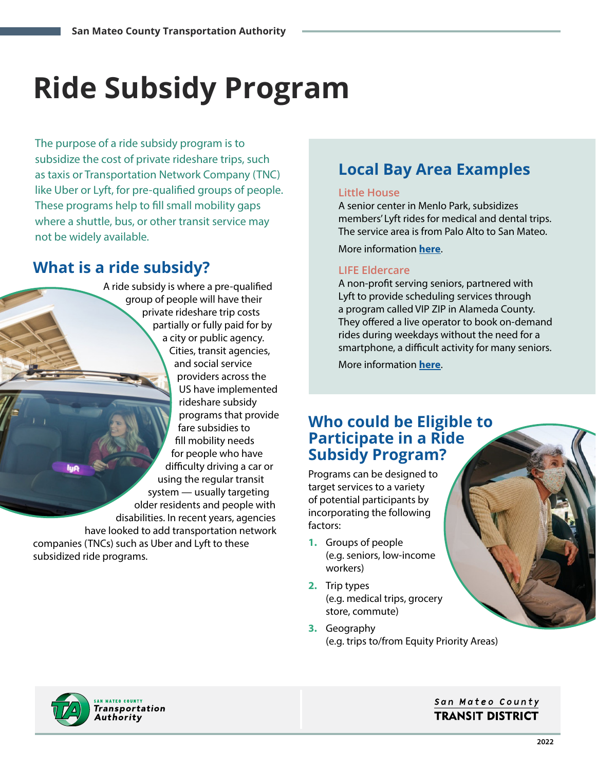# Ride Subsidy Program

The purpose of a ride subsidy program is to subsidize the cost of private rideshare trips, such as taxis or Transportation Network Company (TNC) like Uber or Lyft, for pre-qualified groups of people. These programs help to fill small mobility gaps where a shuttle, bus, or other transit service may not be widely available.

## What is a ride subsidy?

A ride subsidy is where a pre-qualified group of people will have their private rideshare trip costs partially or fully paid for by a city or public agency. Cities, transit agencies, and social service providers across the US have implemented rideshare subsidy programs that provide fare subsidies to fill mobility needs for people who have difficulty driving a car or using the regular transit system — usually targeting older residents and people with disabilities. In recent years, agencies have looked to add transportation network companies (TNCs) such as Uber and Lyft to these subsidized ride programs.

## Local Bay Area Examples

### Little House

A senior center in Menlo Park, subsidizes members' Lyft rides for medical and dental trips. The service area is from Palo Alto to San Mateo.

More information **here**.

### LIFE Eldercare

A non-profit serving seniors, partnered with Lyft to provide scheduling services through a program called VIP ZIP in Alameda County. They offered a live operator to book on-demand rides during weekdays without the need for a smartphone, a difficult activity for many seniors.

More information **here**.

## Who could be Eligible to Participate in a Ride Subsidy Program?

Programs can be designed to target services to a variety of potential participants by incorporating the following factors:

1. Groups of people (e.g. seniors, low-income workers)
2. Trip types (e.g. medical trips, grocery store, commute)
3. Geography (e.g. trips to/from Equity Priority Areas)

San Mateo County Transportation Authority

San Mateo County TRANSIT DISTRICT

2022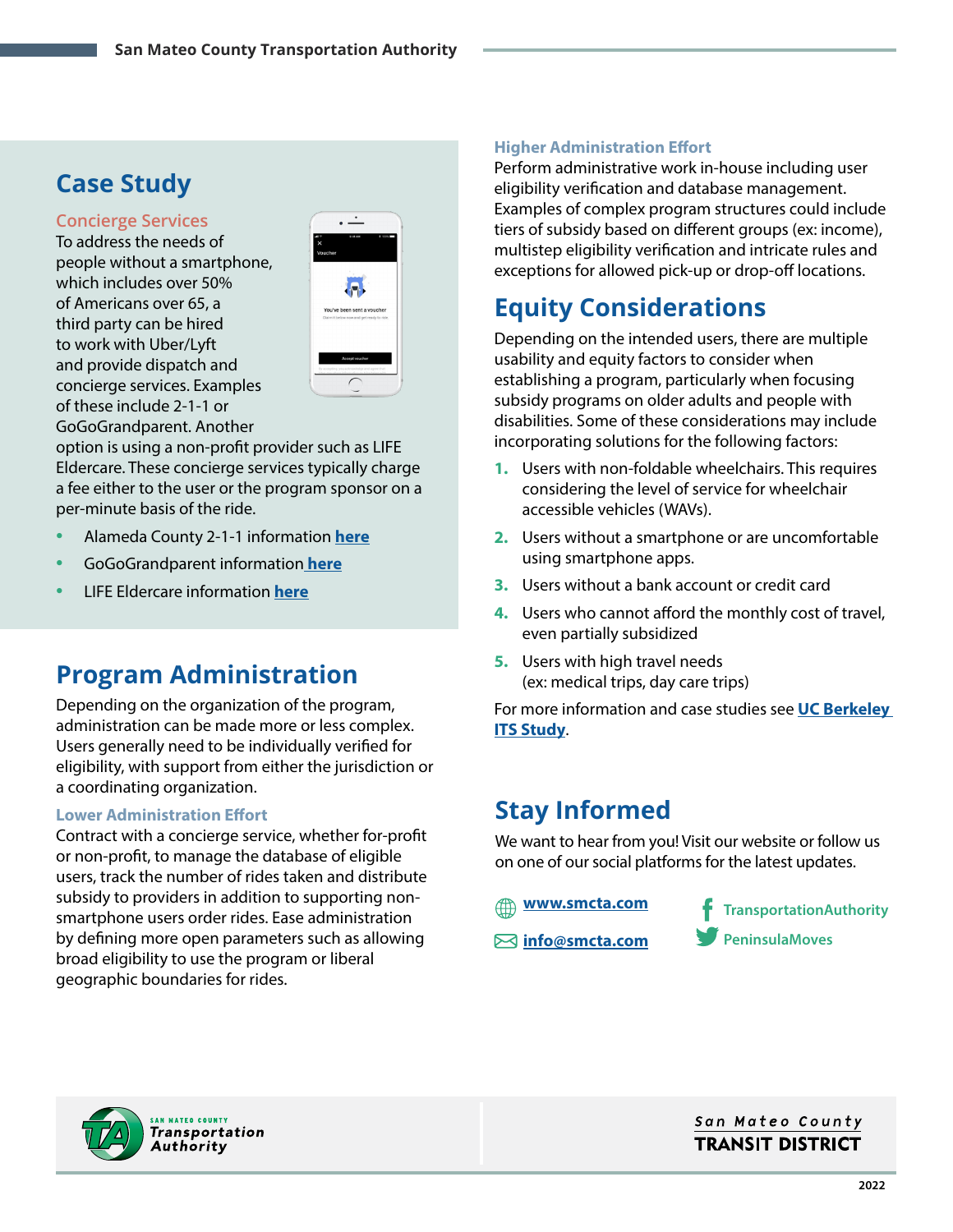## Case Study

### Concierge Services

To address the needs of people without a smartphone, which includes over 50% of Americans over 65, a third party can be hired to work with Uber/Lyft and provide dispatch and concierge services. Examples of these include 2-1-1 or GoGoGrandparent. Another option is using a non-profit provider such as LIFE Eldercare. These concierge services typically charge a fee either to the user or the program sponsor on a per-minute basis of the ride.

- Alameda County 2-1-1 information **here**
- GoGoGrandparent information **here**
- LIFE Eldercare information **here**

## Program Administration

Depending on the organization of the program, administration can be made more or less complex. Users generally need to be individually verified for eligibility, with support from either the jurisdiction or a coordinating organization.

### Lower Administration Effort

Contract with a concierge service, whether for-profit or non-profit, to manage the database of eligible users, track the number of rides taken and distribute subsidy to providers in addition to supporting non-smartphone users order rides. Ease administration by defining more open parameters such as allowing broad eligibility to use the program or liberal geographic boundaries for rides.

### Higher Administration Effort

Perform administrative work in-house including user eligibility verification and database management. Examples of complex program structures could include tiers of subsidy based on different groups (ex: income), multistep eligibility verification and intricate rules and exceptions for allowed pick-up or drop-off locations.

## Equity Considerations

Depending on the intended users, there are multiple usability and equity factors to consider when establishing a program, particularly when focusing subsidy programs on older adults and people with disabilities. Some of these considerations may include incorporating solutions for the following factors:

1. Users with non-foldable wheelchairs. This requires considering the level of service for wheelchair accessible vehicles (WAVs).
2. Users without a smartphone or are uncomfortable using smartphone apps.
3. Users without a bank account or credit card
4. Users who cannot afford the monthly cost of travel, even partially subsidized
5. Users with high travel needs (ex: medical trips, day care trips)

For more information and case studies see **UC Berkeley ITS Study**.

## Stay Informed

We want to hear from you! Visit our website or follow us on one of our social platforms for the latest updates.

**www.smcta.com**

**info@smcta.com**

TransportationAuthority

PeninsulaMoves

San Mateo County Transportation Authority

San Mateo County TRANSIT DISTRICT

2022